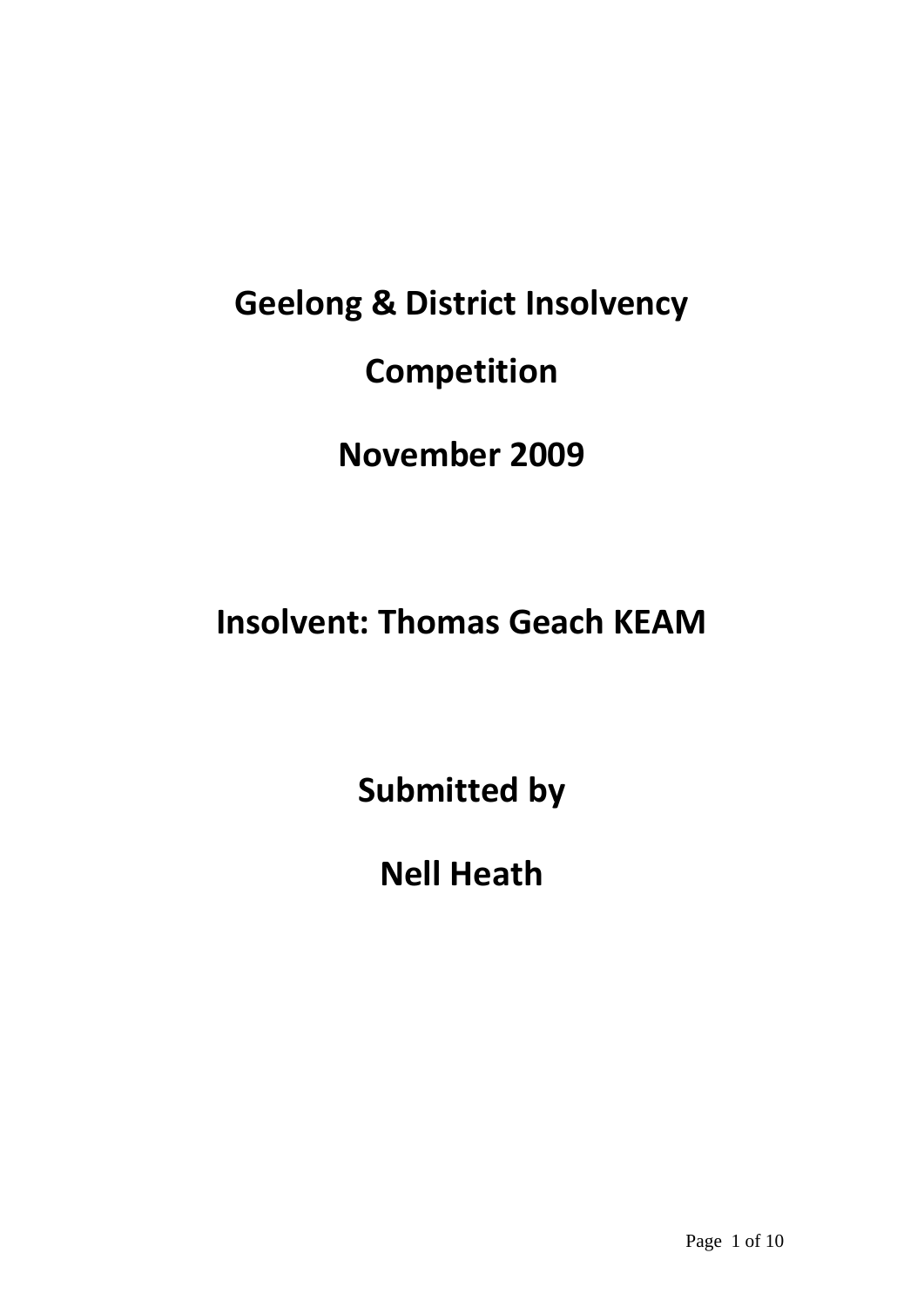# Geelong & District Insolvency Competition

## November 2009

## Insolvent: Thomas Geach KEAM

## Submitted by

## Nell Heath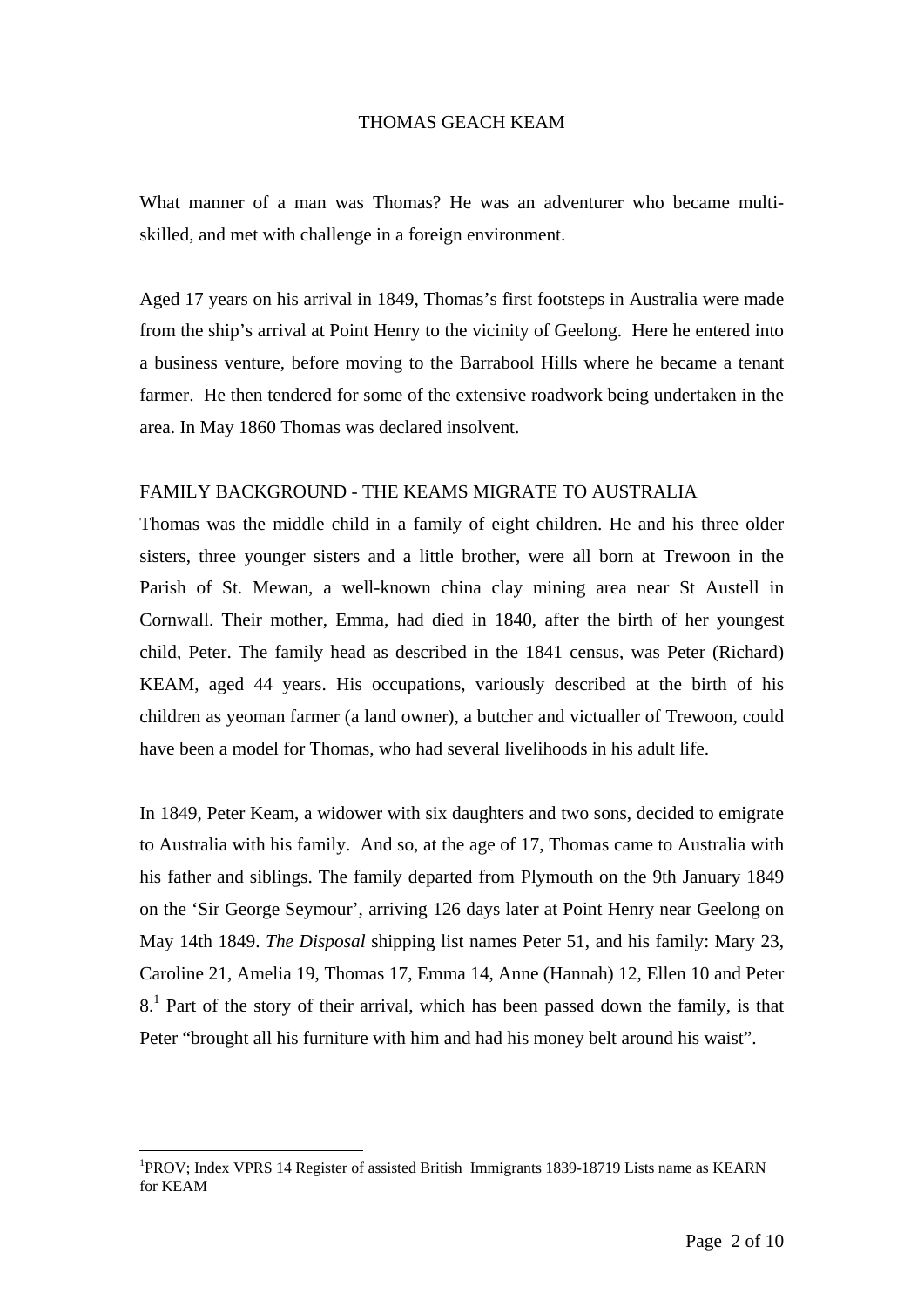# THOMAS GEACH KEAM

What manner of a man was Thomas? He was an adventurer who became multi-skilled, and met with challenge in a foreign environment.

Aged 17 years on his arrival in 1849, Thomas's first footsteps in Australia were made from the ship's arrival at Point Henry to the vicinity of Geelong. Here he entered into a business venture, before moving to the Barrabool Hills where he became a tenant farmer. He then tendered for some of the extensive roadwork being undertaken in the area. In May 1860 Thomas was declared insolvent.

## FAMILY BACKGROUND - THE KEAMS MIGRATE TO AUSTRALIA

Thomas was the middle child in a family of eight children. He and his three older sisters, three younger sisters and a little brother, were all born at Trewoon in the Parish of St. Mewan, a well-known china clay mining area near St Austell in Cornwall. Their mother, Emma, had died in 1840, after the birth of her youngest child, Peter. The family head as described in the 1841 census, was Peter (Richard) KEAM, aged 44 years. His occupations, variously described at the birth of his children as yeoman farmer (a land owner), a butcher and victualler of Trewoon, could have been a model for Thomas, who had several livelihoods in his adult life.

In 1849, Peter Keam, a widower with six daughters and two sons, decided to emigrate to Australia with his family. And so, at the age of 17, Thomas came to Australia with his father and siblings. The family departed from Plymouth on the 9th January 1849 on the 'Sir George Seymour', arriving 126 days later at Point Henry near Geelong on May 14th 1849. *The Disposal* shipping list names Peter 51, and his family: Mary 23, Caroline 21, Amelia 19, Thomas 17, Emma 14, Anne (Hannah) 12, Ellen 10 and Peter 8.[1] Part of the story of their arrival, which has been passed down the family, is that Peter "brought all his furniture with him and had his money belt around his waist".

---

[1] PROV; Index VPRS 14 Register of assisted British Immigrants 1839-18719 Lists name as KEARN for KEAM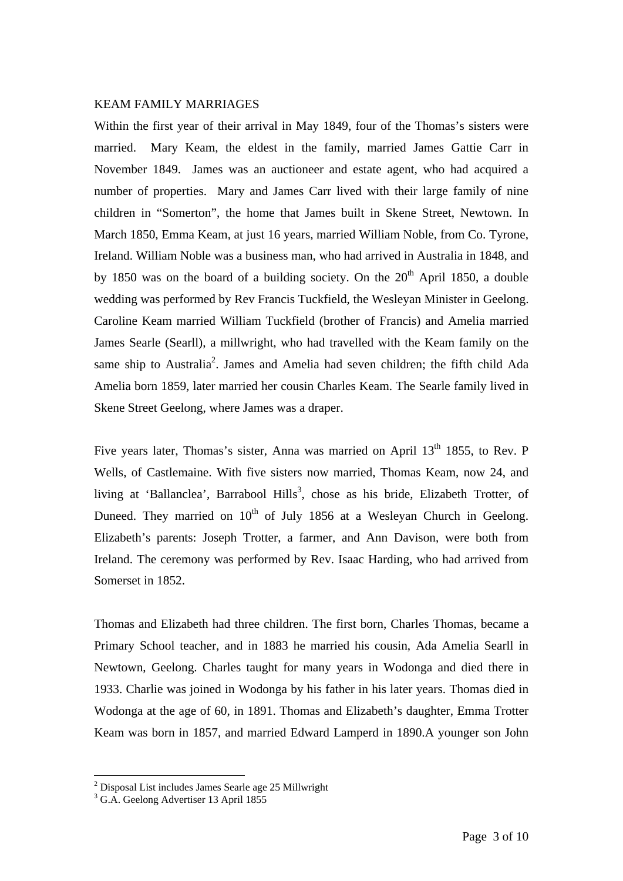KEAM FAMILY MARRIAGES

Within the first year of their arrival in May 1849, four of the Thomas's sisters were married. Mary Keam, the eldest in the family, married James Gattie Carr in November 1849. James was an auctioneer and estate agent, who had acquired a number of properties. Mary and James Carr lived with their large family of nine children in "Somerton", the home that James built in Skene Street, Newtown. In March 1850, Emma Keam, at just 16 years, married William Noble, from Co. Tyrone, Ireland. William Noble was a business man, who had arrived in Australia in 1848, and by 1850 was on the board of a building society. On the 20th April 1850, a double wedding was performed by Rev Francis Tuckfield, the Wesleyan Minister in Geelong. Caroline Keam married William Tuckfield (brother of Francis) and Amelia married James Searle (Searll), a millwright, who had travelled with the Keam family on the same ship to Australia[2]. James and Amelia had seven children; the fifth child Ada Amelia born 1859, later married her cousin Charles Keam. The Searle family lived in Skene Street Geelong, where James was a draper.

Five years later, Thomas's sister, Anna was married on April 13th 1855, to Rev. P Wells, of Castlemaine. With five sisters now married, Thomas Keam, now 24, and living at 'Ballanclea', Barrabool Hills[3], chose as his bride, Elizabeth Trotter, of Duneed. They married on 10th of July 1856 at a Wesleyan Church in Geelong. Elizabeth's parents: Joseph Trotter, a farmer, and Ann Davison, were both from Ireland. The ceremony was performed by Rev. Isaac Harding, who had arrived from Somerset in 1852.

Thomas and Elizabeth had three children. The first born, Charles Thomas, became a Primary School teacher, and in 1883 he married his cousin, Ada Amelia Searll in Newtown, Geelong. Charles taught for many years in Wodonga and died there in 1933. Charlie was joined in Wodonga by his father in his later years. Thomas died in Wodonga at the age of 60, in 1891. Thomas and Elizabeth's daughter, Emma Trotter Keam was born in 1857, and married Edward Lamperd in 1890.A younger son John

[2] Disposal List includes James Searle age 25 Millwright

[3] G.A. Geelong Advertiser 13 April 1855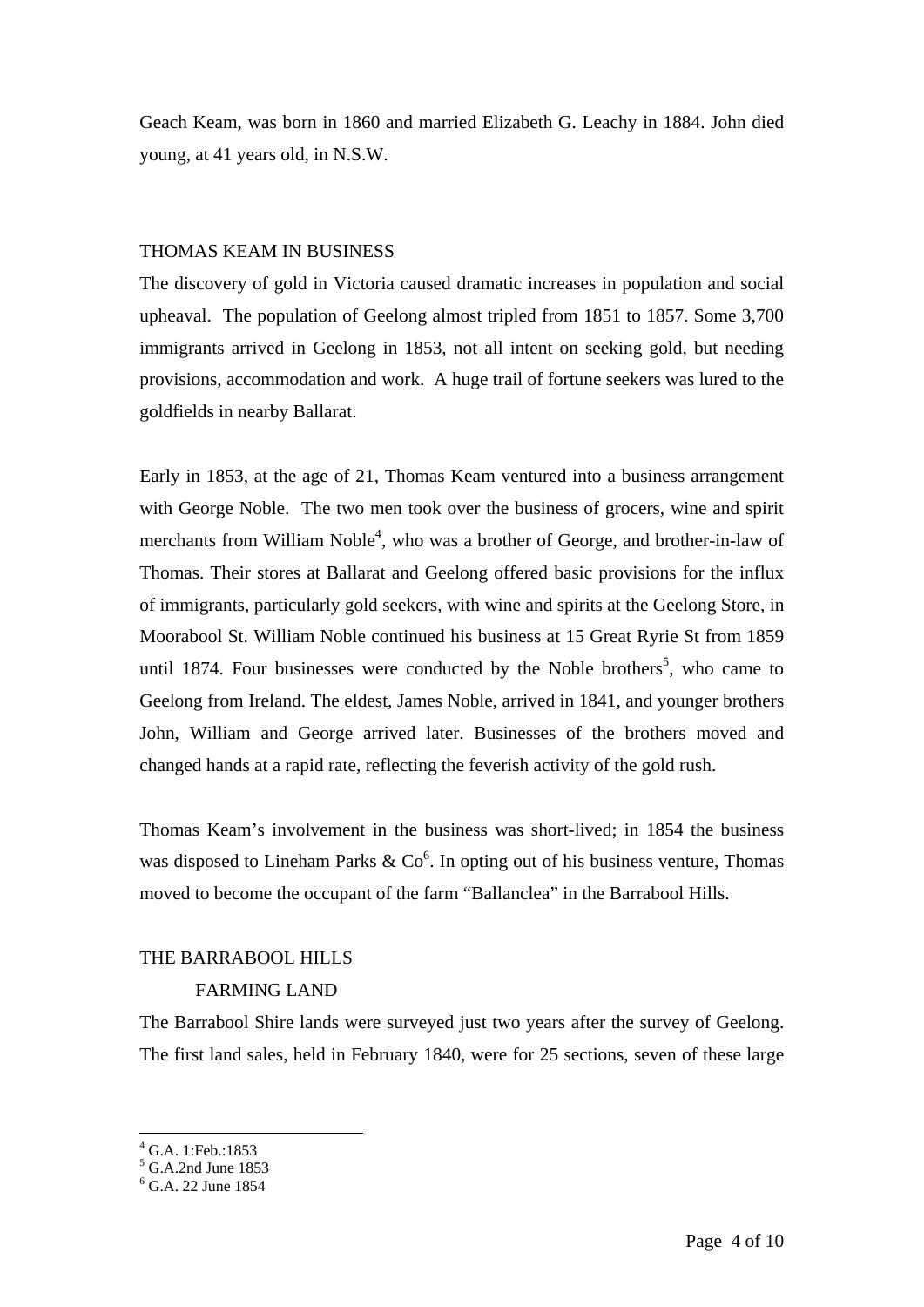Geach Keam, was born in 1860 and married Elizabeth G. Leachy in 1884. John died young, at 41 years old, in N.S.W.

## THOMAS KEAM IN BUSINESS

The discovery of gold in Victoria caused dramatic increases in population and social upheaval. The population of Geelong almost tripled from 1851 to 1857. Some 3,700 immigrants arrived in Geelong in 1853, not all intent on seeking gold, but needing provisions, accommodation and work. A huge trail of fortune seekers was lured to the goldfields in nearby Ballarat.

Early in 1853, at the age of 21, Thomas Keam ventured into a business arrangement with George Noble. The two men took over the business of grocers, wine and spirit merchants from William Noble[4], who was a brother of George, and brother-in-law of Thomas. Their stores at Ballarat and Geelong offered basic provisions for the influx of immigrants, particularly gold seekers, with wine and spirits at the Geelong Store, in Moorabool St. William Noble continued his business at 15 Great Ryrie St from 1859 until 1874. Four businesses were conducted by the Noble brothers[5], who came to Geelong from Ireland. The eldest, James Noble, arrived in 1841, and younger brothers John, William and George arrived later. Businesses of the brothers moved and changed hands at a rapid rate, reflecting the feverish activity of the gold rush.

Thomas Keam's involvement in the business was short-lived; in 1854 the business was disposed to Lineham Parks & Co[6]. In opting out of his business venture, Thomas moved to become the occupant of the farm "Ballanclea" in the Barrabool Hills.

## THE BARRABOOL HILLS

### FARMING LAND

The Barrabool Shire lands were surveyed just two years after the survey of Geelong. The first land sales, held in February 1840, were for 25 sections, seven of these large

---

[4] G.A. 1:Feb.:1853
[5] G.A.2nd June 1853
[6] G.A. 22 June 1854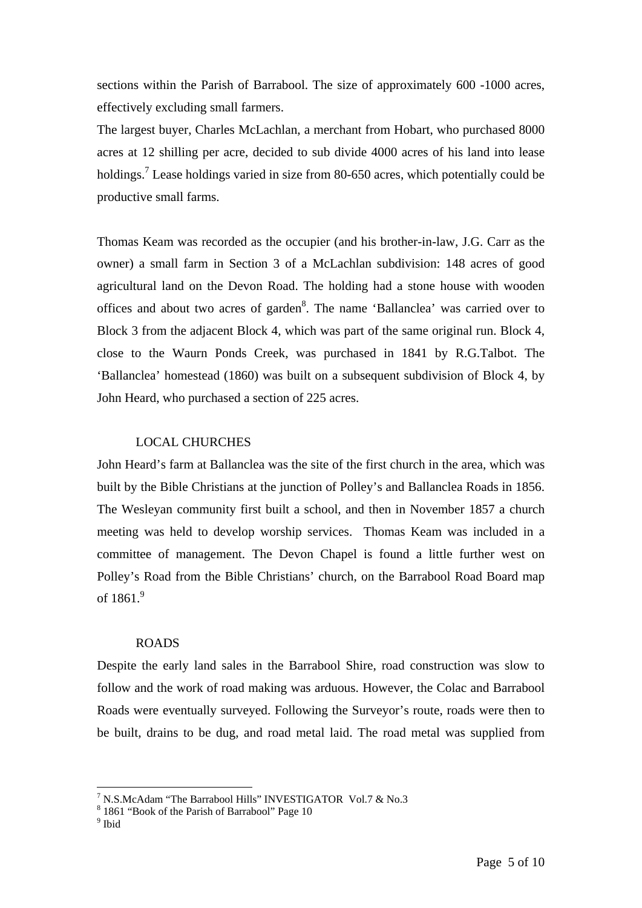sections within the Parish of Barrabool. The size of approximately 600 -1000 acres, effectively excluding small farmers.

The largest buyer, Charles McLachlan, a merchant from Hobart, who purchased 8000 acres at 12 shilling per acre, decided to sub divide 4000 acres of his land into lease holdings.[7] Lease holdings varied in size from 80-650 acres, which potentially could be productive small farms.

Thomas Keam was recorded as the occupier (and his brother-in-law, J.G. Carr as the owner) a small farm in Section 3 of a McLachlan subdivision: 148 acres of good agricultural land on the Devon Road. The holding had a stone house with wooden offices and about two acres of garden[8]. The name 'Ballanclea' was carried over to Block 3 from the adjacent Block 4, which was part of the same original run. Block 4, close to the Waurn Ponds Creek, was purchased in 1841 by R.G.Talbot. The 'Ballanclea' homestead (1860) was built on a subsequent subdivision of Block 4, by John Heard, who purchased a section of 225 acres.

## LOCAL CHURCHES

John Heard's farm at Ballanclea was the site of the first church in the area, which was built by the Bible Christians at the junction of Polley's and Ballanclea Roads in 1856. The Wesleyan community first built a school, and then in November 1857 a church meeting was held to develop worship services. Thomas Keam was included in a committee of management. The Devon Chapel is found a little further west on Polley's Road from the Bible Christians' church, on the Barrabool Road Board map of 1861.[9]

## ROADS

Despite the early land sales in the Barrabool Shire, road construction was slow to follow and the work of road making was arduous. However, the Colac and Barrabool Roads were eventually surveyed. Following the Surveyor's route, roads were then to be built, drains to be dug, and road metal laid. The road metal was supplied from

---

[7] N.S.McAdam "The Barrabool Hills" INVESTIGATOR Vol.7 & No.3

[8] 1861 "Book of the Parish of Barrabool" Page 10

[9] Ibid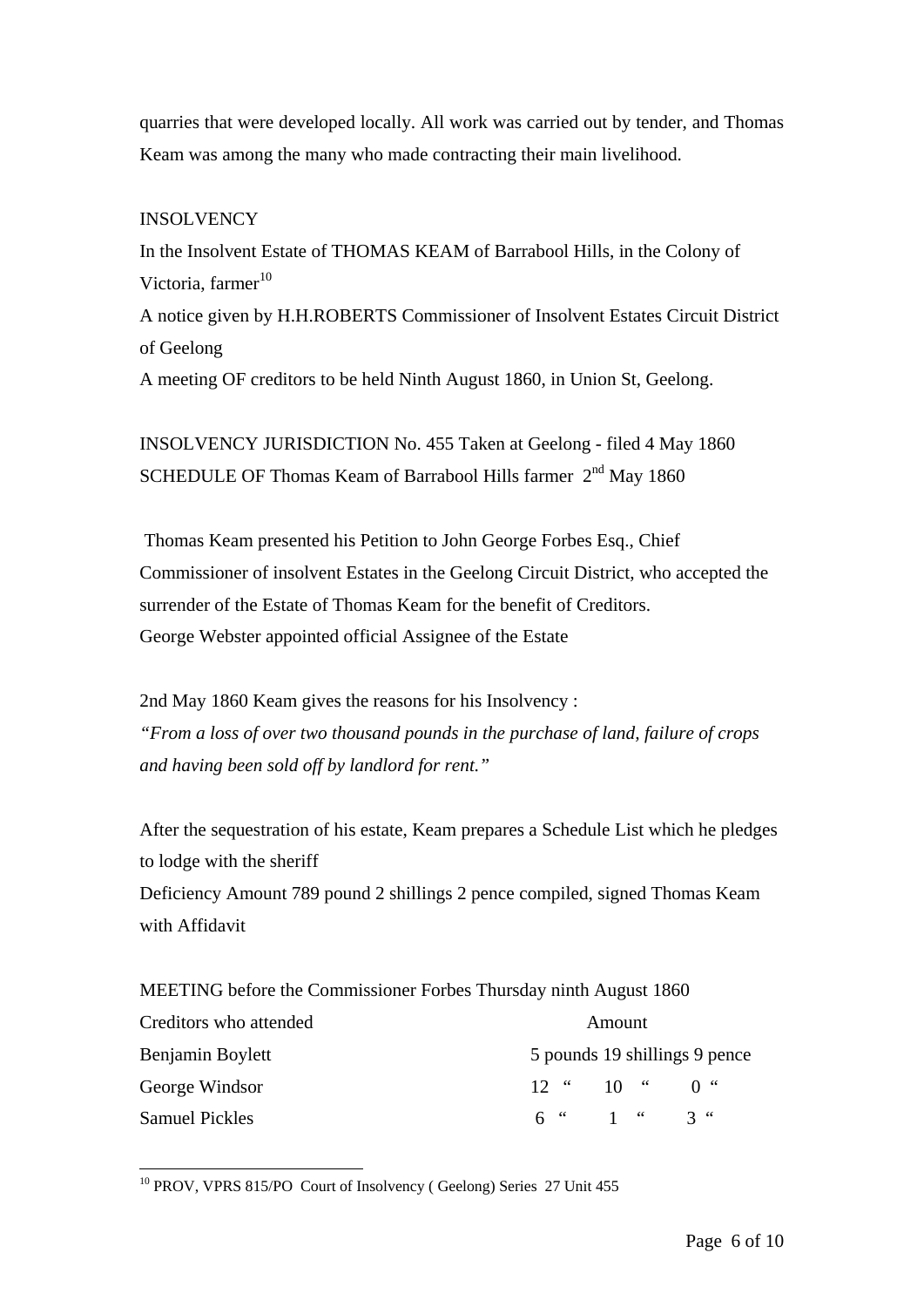quarries that were developed locally. All work was carried out by tender, and Thomas Keam was among the many who made contracting their main livelihood.

INSOLVENCY

In the Insolvent Estate of THOMAS KEAM of Barrabool Hills, in the Colony of Victoria, farmer[10]

A notice given by H.H.ROBERTS Commissioner of Insolvent Estates Circuit District of Geelong

A meeting OF creditors to be held Ninth August 1860, in Union St, Geelong.

INSOLVENCY JURISDICTION No. 455 Taken at Geelong - filed 4 May 1860

SCHEDULE OF Thomas Keam of Barrabool Hills farmer 2nd May 1860

Thomas Keam presented his Petition to John George Forbes Esq., Chief Commissioner of insolvent Estates in the Geelong Circuit District, who accepted the surrender of the Estate of Thomas Keam for the benefit of Creditors.

George Webster appointed official Assignee of the Estate

2nd May 1860 Keam gives the reasons for his Insolvency :

*"From a loss of over two thousand pounds in the purchase of land, failure of crops and having been sold off by landlord for rent."*

After the sequestration of his estate, Keam prepares a Schedule List which he pledges to lodge with the sheriff

Deficiency Amount 789 pound 2 shillings 2 pence compiled, signed Thomas Keam with Affidavit

MEETING before the Commissioner Forbes Thursday ninth August 1860

| Creditors who attended | Amount |
|---|---|
| Benjamin Boylett | 5 pounds 19 shillings 9 pence |
| George Windsor | 12 " 10 " 0 " |
| Samuel Pickles | 6 " 1 " 3 " |

---

[10] PROV, VPRS 815/PO Court of Insolvency ( Geelong) Series 27 Unit 455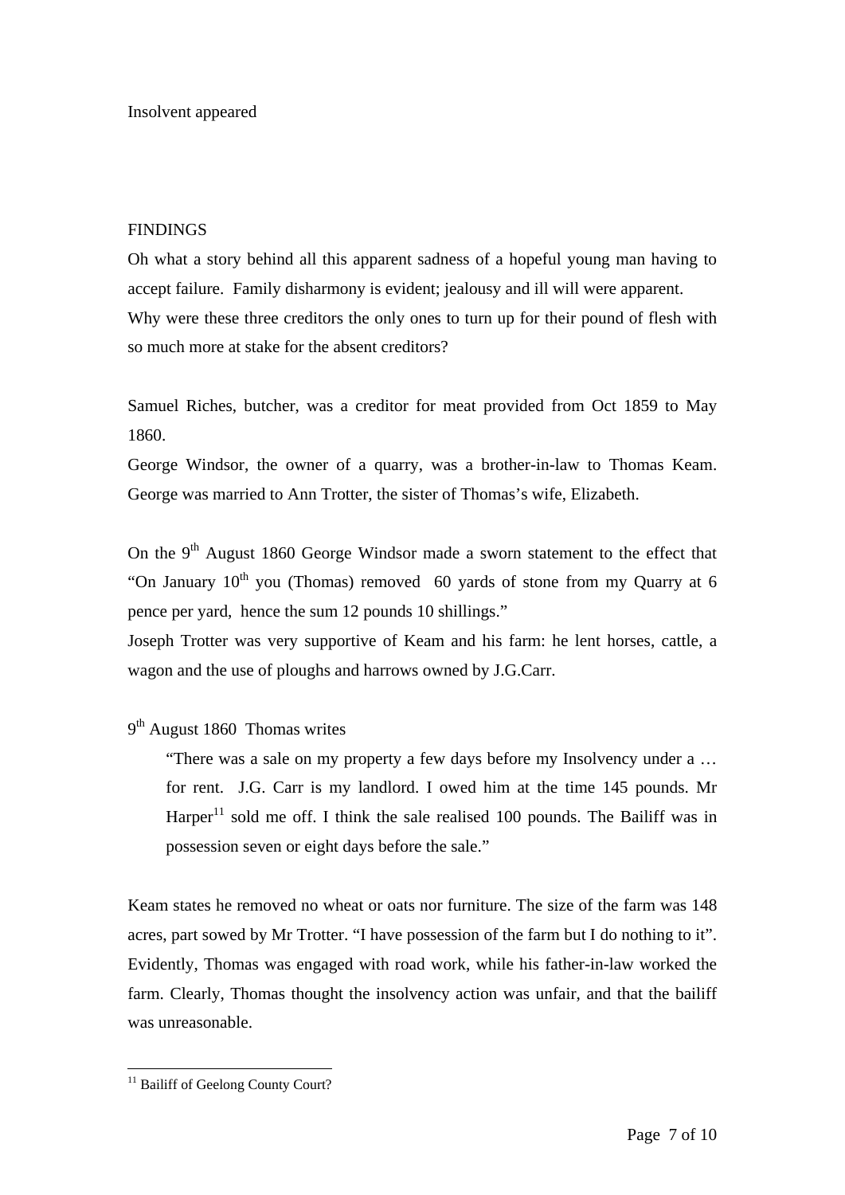Insolvent appeared

FINDINGS

Oh what a story behind all this apparent sadness of a hopeful young man having to accept failure. Family disharmony is evident; jealousy and ill will were apparent. Why were these three creditors the only ones to turn up for their pound of flesh with so much more at stake for the absent creditors?

Samuel Riches, butcher, was a creditor for meat provided from Oct 1859 to May 1860.

George Windsor, the owner of a quarry, was a brother-in-law to Thomas Keam. George was married to Ann Trotter, the sister of Thomas's wife, Elizabeth.

On the 9th August 1860 George Windsor made a sworn statement to the effect that "On January 10th you (Thomas) removed 60 yards of stone from my Quarry at 6 pence per yard, hence the sum 12 pounds 10 shillings."

Joseph Trotter was very supportive of Keam and his farm: he lent horses, cattle, a wagon and the use of ploughs and harrows owned by J.G.Carr.

9th August 1860 Thomas writes

> "There was a sale on my property a few days before my Insolvency under a … for rent. J.G. Carr is my landlord. I owed him at the time 145 pounds. Mr Harper[11] sold me off. I think the sale realised 100 pounds. The Bailiff was in possession seven or eight days before the sale."

Keam states he removed no wheat or oats nor furniture. The size of the farm was 148 acres, part sowed by Mr Trotter. "I have possession of the farm but I do nothing to it". Evidently, Thomas was engaged with road work, while his father-in-law worked the farm. Clearly, Thomas thought the insolvency action was unfair, and that the bailiff was unreasonable.

---

[11] Bailiff of Geelong County Court?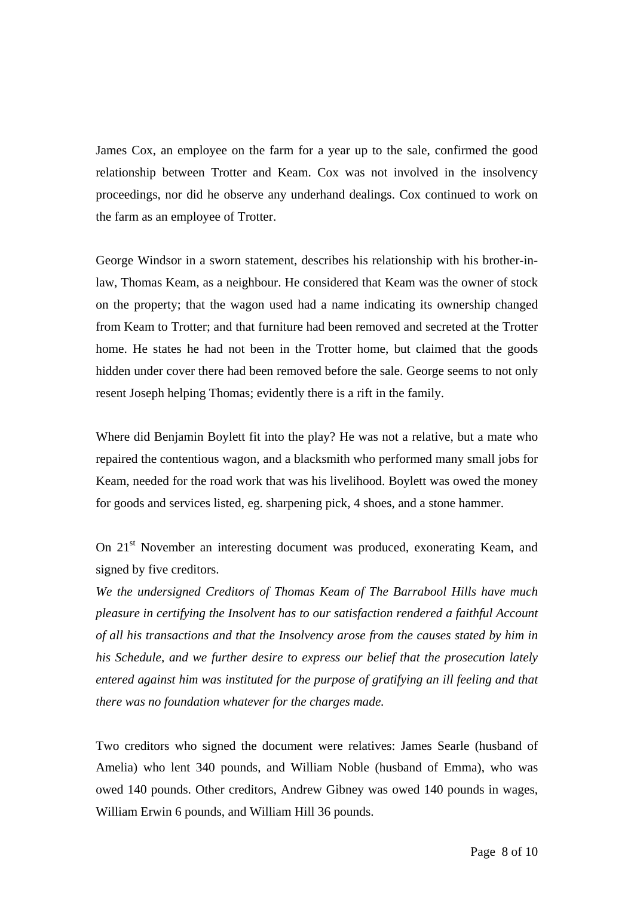James Cox, an employee on the farm for a year up to the sale, confirmed the good relationship between Trotter and Keam. Cox was not involved in the insolvency proceedings, nor did he observe any underhand dealings. Cox continued to work on the farm as an employee of Trotter.

George Windsor in a sworn statement, describes his relationship with his brother-in-law, Thomas Keam, as a neighbour. He considered that Keam was the owner of stock on the property; that the wagon used had a name indicating its ownership changed from Keam to Trotter; and that furniture had been removed and secreted at the Trotter home. He states he had not been in the Trotter home, but claimed that the goods hidden under cover there had been removed before the sale. George seems to not only resent Joseph helping Thomas; evidently there is a rift in the family.

Where did Benjamin Boylett fit into the play? He was not a relative, but a mate who repaired the contentious wagon, and a blacksmith who performed many small jobs for Keam, needed for the road work that was his livelihood. Boylett was owed the money for goods and services listed, eg. sharpening pick, 4 shoes, and a stone hammer.

On 21st November an interesting document was produced, exonerating Keam, and signed by five creditors.

*We the undersigned Creditors of Thomas Keam of The Barrabool Hills have much pleasure in certifying the Insolvent has to our satisfaction rendered a faithful Account of all his transactions and that the Insolvency arose from the causes stated by him in his Schedule, and we further desire to express our belief that the prosecution lately entered against him was instituted for the purpose of gratifying an ill feeling and that there was no foundation whatever for the charges made.*

Two creditors who signed the document were relatives: James Searle (husband of Amelia) who lent 340 pounds, and William Noble (husband of Emma), who was owed 140 pounds. Other creditors, Andrew Gibney was owed 140 pounds in wages, William Erwin 6 pounds, and William Hill 36 pounds.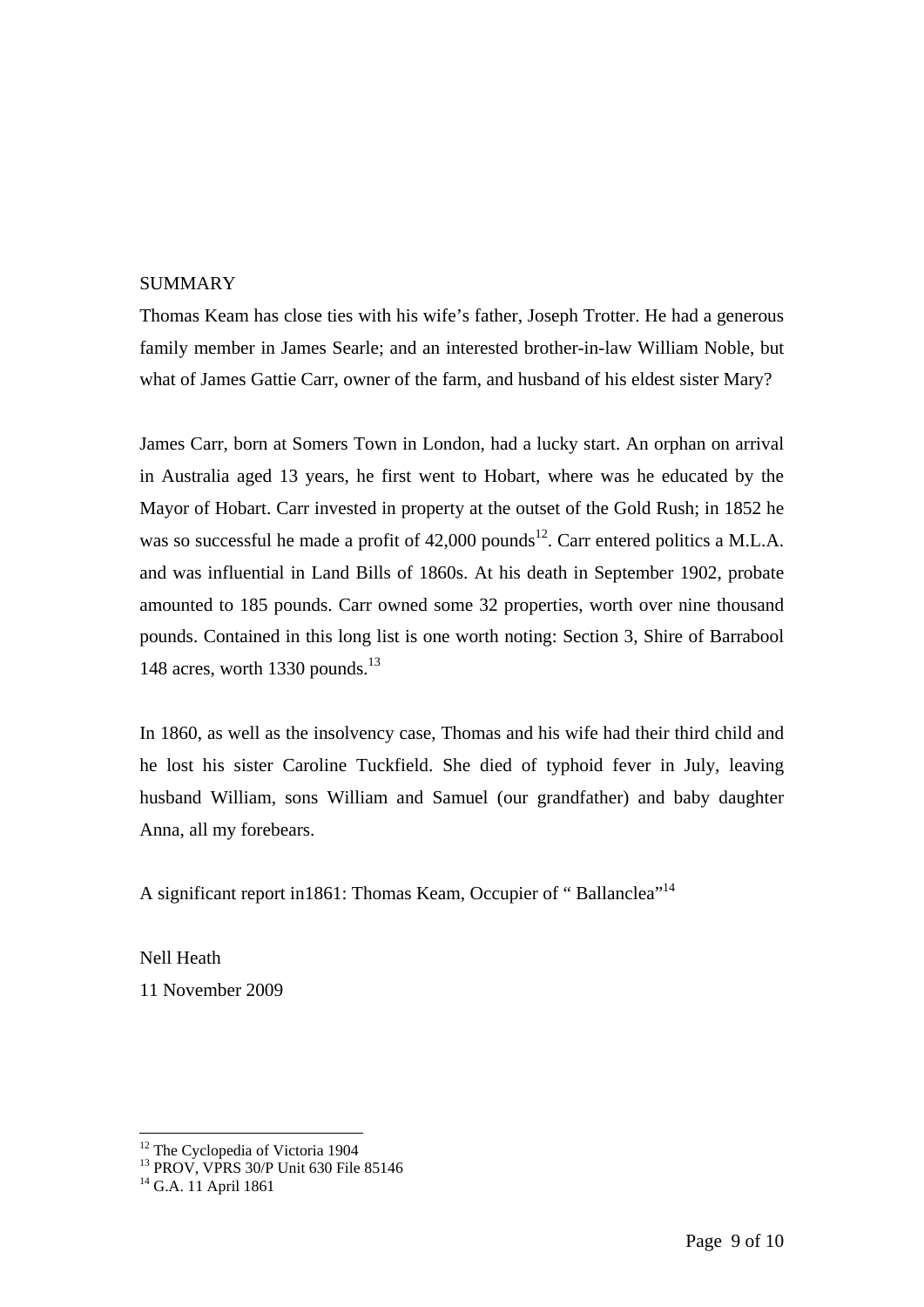SUMMARY

Thomas Keam has close ties with his wife's father, Joseph Trotter. He had a generous family member in James Searle; and an interested brother-in-law William Noble, but what of James Gattie Carr, owner of the farm, and husband of his eldest sister Mary?

James Carr, born at Somers Town in London, had a lucky start. An orphan on arrival in Australia aged 13 years, he first went to Hobart, where was he educated by the Mayor of Hobart. Carr invested in property at the outset of the Gold Rush; in 1852 he was so successful he made a profit of 42,000 pounds[12]. Carr entered politics a M.L.A. and was influential in Land Bills of 1860s. At his death in September 1902, probate amounted to 185 pounds. Carr owned some 32 properties, worth over nine thousand pounds. Contained in this long list is one worth noting: Section 3, Shire of Barrabool 148 acres, worth 1330 pounds.[13]

In 1860, as well as the insolvency case, Thomas and his wife had their third child and he lost his sister Caroline Tuckfield. She died of typhoid fever in July, leaving husband William, sons William and Samuel (our grandfather) and baby daughter Anna, all my forebears.

A significant report in1861: Thomas Keam, Occupier of " Ballanclea"[14]

Nell Heath
11 November 2009

---

[12] The Cyclopedia of Victoria 1904
[13] PROV, VPRS 30/P Unit 630 File 85146
[14] G.A. 11 April 1861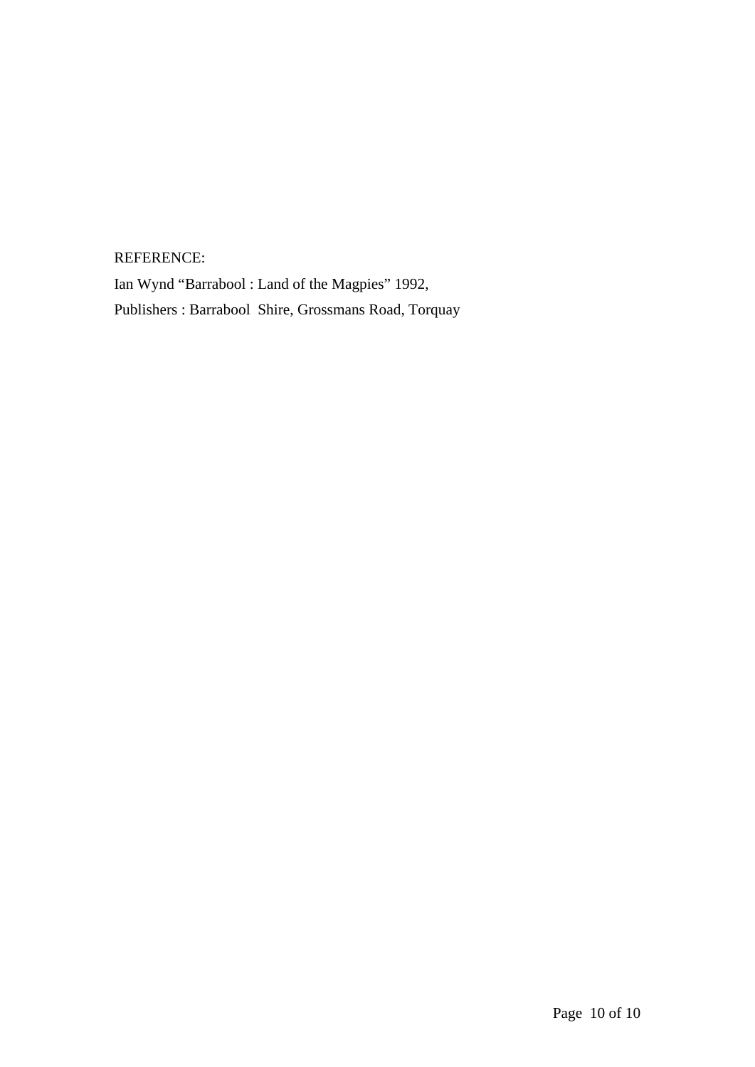REFERENCE:

Ian Wynd "Barrabool : Land of the Magpies" 1992,

Publishers : Barrabool Shire, Grossmans Road, Torquay